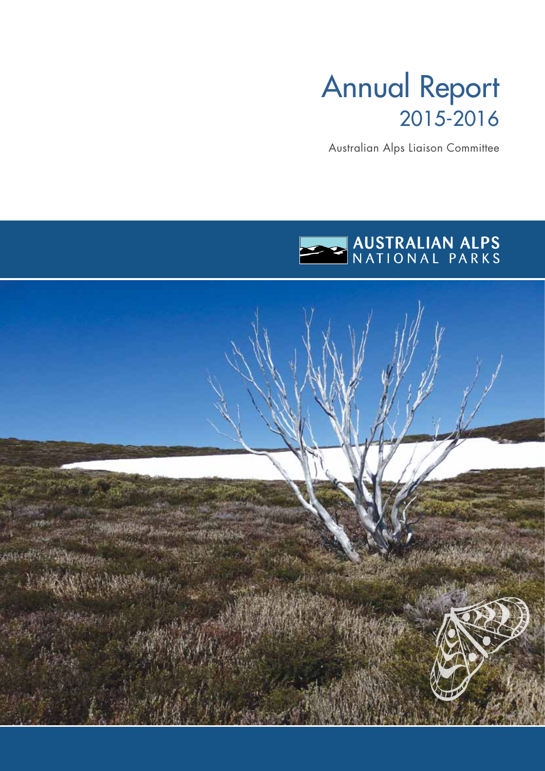# Annual Report 2015-2016

Australian Alps Liaison Committee

AUSTRALIAN ALPS NATIONAL PARKS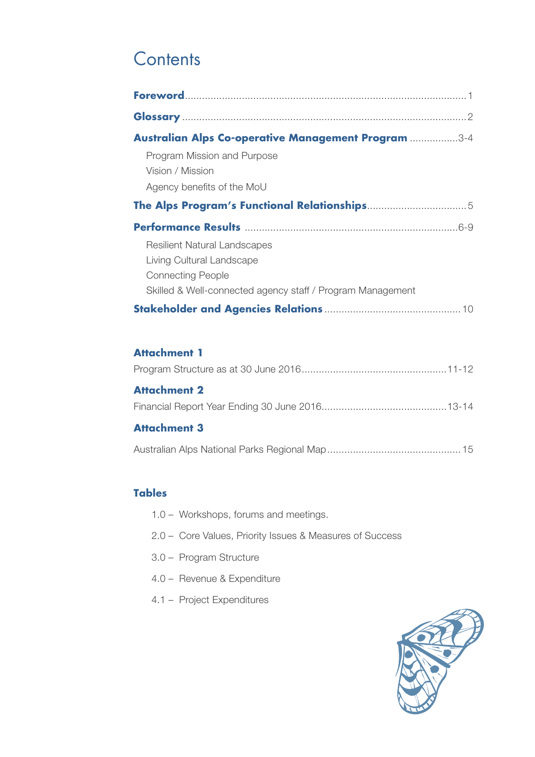# Contents

**Foreword** ........................................................................................................ 1

**Glossary** ........................................................................................................ 2

**Australian Alps Co-operative Management Program** .................3-4

- Program Mission and Purpose
- Vision / Mission
- Agency benefits of the MoU

**The Alps Program's Functional Relationships**....................................5

**Performance Results** ..........................................................................6-9

- Resilient Natural Landscapes
- Living Cultural Landscape
- Connecting People
- Skilled & Well-connected agency staff / Program Management

**Stakeholder and Agencies Relations** ................................................ 10

**Attachment 1**

Program Structure as at 30 June 2016..................................................11-12

**Attachment 2**

Financial Report Year Ending 30 June 2016...........................................13-14

**Attachment 3**

Australian Alps National Parks Regional Map.............................................. 15

**Tables**

1.0 – Workshops, forums and meetings.

2.0 – Core Values, Priority Issues & Measures of Success

3.0 – Program Structure

4.0 – Revenue & Expenditure

4.1 – Project Expenditures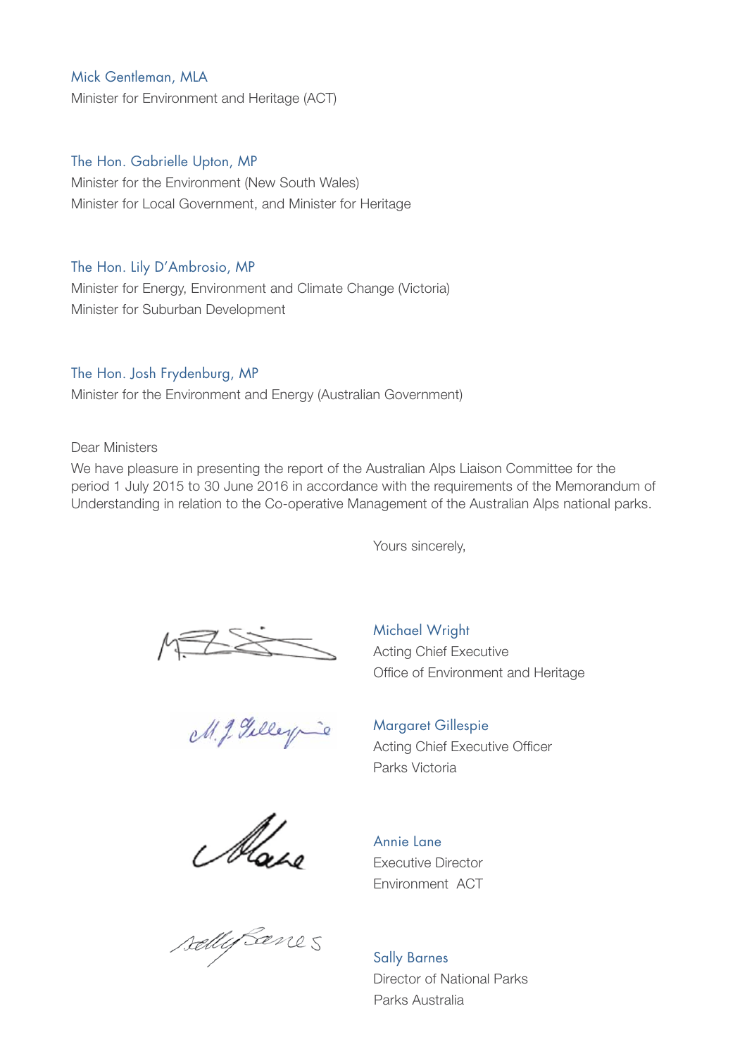Mick Gentleman, MLA
Minister for Environment and Heritage (ACT)

The Hon. Gabrielle Upton, MP
Minister for the Environment (New South Wales)
Minister for Local Government, and Minister for Heritage

The Hon. Lily D'Ambrosio, MP
Minister for Energy, Environment and Climate Change (Victoria)
Minister for Suburban Development

The Hon. Josh Frydenburg, MP
Minister for the Environment and Energy (Australian Government)

Dear Ministers

We have pleasure in presenting the report of the Australian Alps Liaison Committee for the period 1 July 2015 to 30 June 2016 in accordance with the requirements of the Memorandum of Understanding in relation to the Co-operative Management of the Australian Alps national parks.

Yours sincerely,

Michael Wright
Acting Chief Executive
Office of Environment and Heritage

Margaret Gillespie
Acting Chief Executive Officer
Parks Victoria

Annie Lane
Executive Director
Environment ACT

Sally Barnes
Director of National Parks
Parks Australia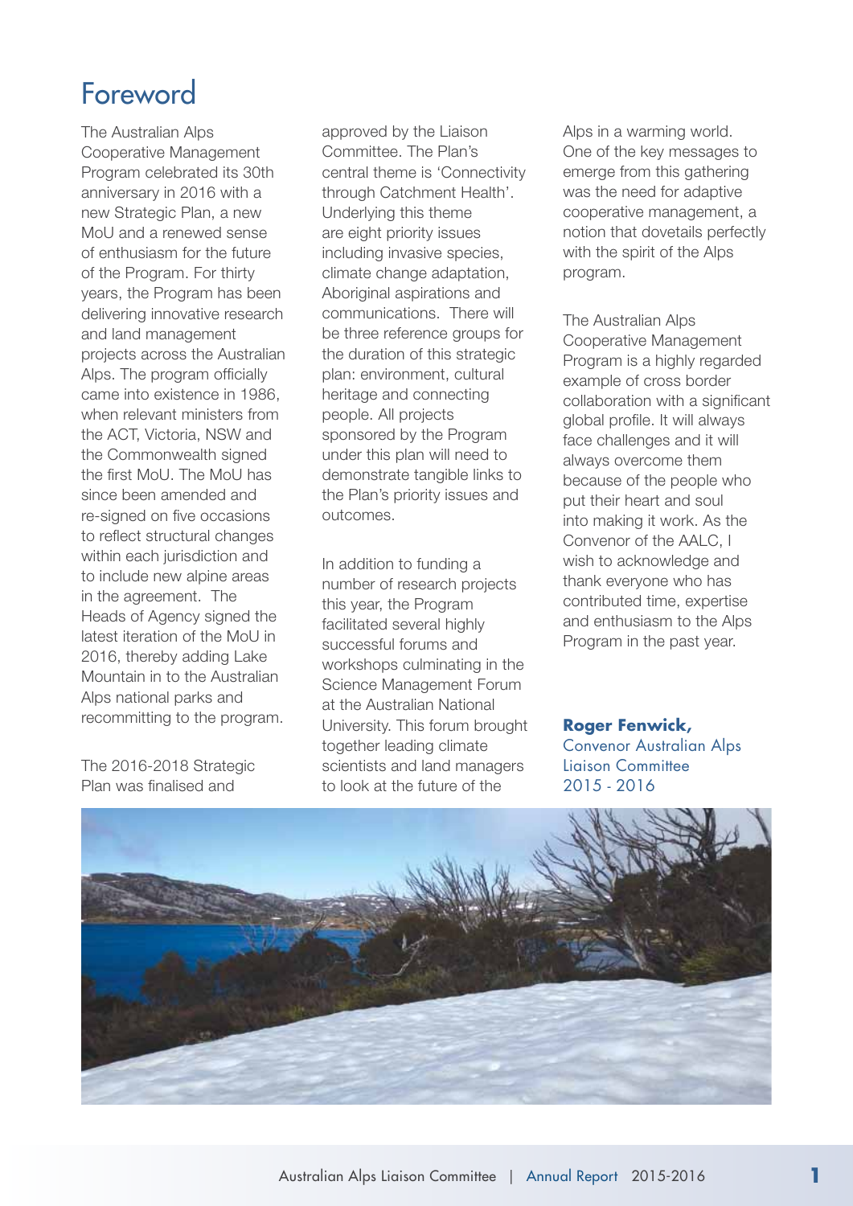# Foreword

The Australian Alps Cooperative Management Program celebrated its 30th anniversary in 2016 with a new Strategic Plan, a new MoU and a renewed sense of enthusiasm for the future of the Program. For thirty years, the Program has been delivering innovative research and land management projects across the Australian Alps. The program officially came into existence in 1986, when relevant ministers from the ACT, Victoria, NSW and the Commonwealth signed the first MoU. The MoU has since been amended and re-signed on five occasions to reflect structural changes within each jurisdiction and to include new alpine areas in the agreement. The Heads of Agency signed the latest iteration of the MoU in 2016, thereby adding Lake Mountain in to the Australian Alps national parks and recommitting to the program.

The 2016-2018 Strategic Plan was finalised and approved by the Liaison Committee. The Plan's central theme is 'Connectivity through Catchment Health'. Underlying this theme are eight priority issues including invasive species, climate change adaptation, Aboriginal aspirations and communications. There will be three reference groups for the duration of this strategic plan: environment, cultural heritage and connecting people. All projects sponsored by the Program under this plan will need to demonstrate tangible links to the Plan's priority issues and outcomes.

In addition to funding a number of research projects this year, the Program facilitated several highly successful forums and workshops culminating in the Science Management Forum at the Australian National University. This forum brought together leading climate scientists and land managers to look at the future of the Alps in a warming world. One of the key messages to emerge from this gathering was the need for adaptive cooperative management, a notion that dovetails perfectly with the spirit of the Alps program.

The Australian Alps Cooperative Management Program is a highly regarded example of cross border collaboration with a significant global profile. It will always face challenges and it will always overcome them because of the people who put their heart and soul into making it work. As the Convenor of the AALC, I wish to acknowledge and thank everyone who has contributed time, expertise and enthusiasm to the Alps Program in the past year.

**Roger Fenwick,**
Convenor Australian Alps Liaison Committee
2015 - 2016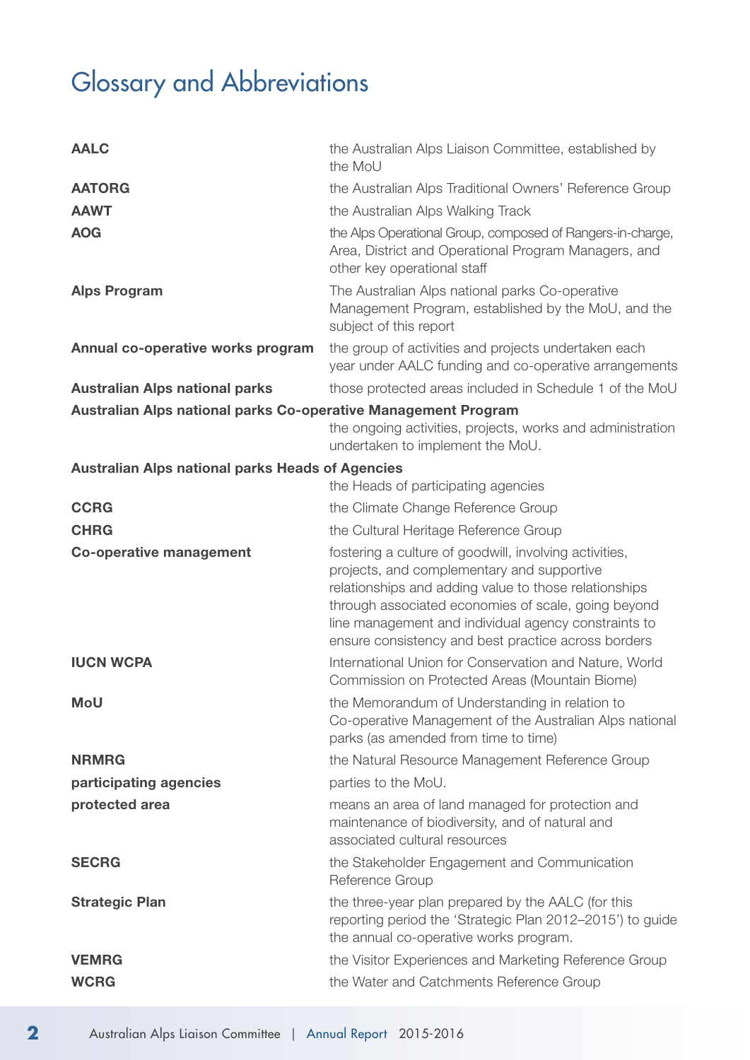# Glossary and Abbreviations

| Term | Definition |
|---|---|
| **AALC** | the Australian Alps Liaison Committee, established by the MoU |
| **AATORG** | the Australian Alps Traditional Owners' Reference Group |
| **AAWT** | the Australian Alps Walking Track |
| **AOG** | the Alps Operational Group, composed of Rangers-in-charge, Area, District and Operational Program Managers, and other key operational staff |
| **Alps Program** | The Australian Alps national parks Co-operative Management Program, established by the MoU, and the subject of this report |
| **Annual co-operative works program** | the group of activities and projects undertaken each year under AALC funding and co-operative arrangements |
| **Australian Alps national parks** | those protected areas included in Schedule 1 of the MoU |
| **Australian Alps national parks Co-operative Management Program** | the ongoing activities, projects, works and administration undertaken to implement the MoU. |
| **Australian Alps national parks Heads of Agencies** | the Heads of participating agencies |
| **CCRG** | the Climate Change Reference Group |
| **CHRG** | the Cultural Heritage Reference Group |
| **Co-operative management** | fostering a culture of goodwill, involving activities, projects, and complementary and supportive relationships and adding value to those relationships through associated economies of scale, going beyond line management and individual agency constraints to ensure consistency and best practice across borders |
| **IUCN WCPA** | International Union for Conservation and Nature, World Commission on Protected Areas (Mountain Biome) |
| **MoU** | the Memorandum of Understanding in relation to Co-operative Management of the Australian Alps national parks (as amended from time to time) |
| **NRMRG** | the Natural Resource Management Reference Group |
| **participating agencies** | parties to the MoU. |
| **protected area** | means an area of land managed for protection and maintenance of biodiversity, and of natural and associated cultural resources |
| **SECRG** | the Stakeholder Engagement and Communication Reference Group |
| **Strategic Plan** | the three-year plan prepared by the AALC (for this reporting period the 'Strategic Plan 2012–2015') to guide the annual co-operative works program. |
| **VEMRG** | the Visitor Experiences and Marketing Reference Group |
| **WCRG** | the Water and Catchments Reference Group |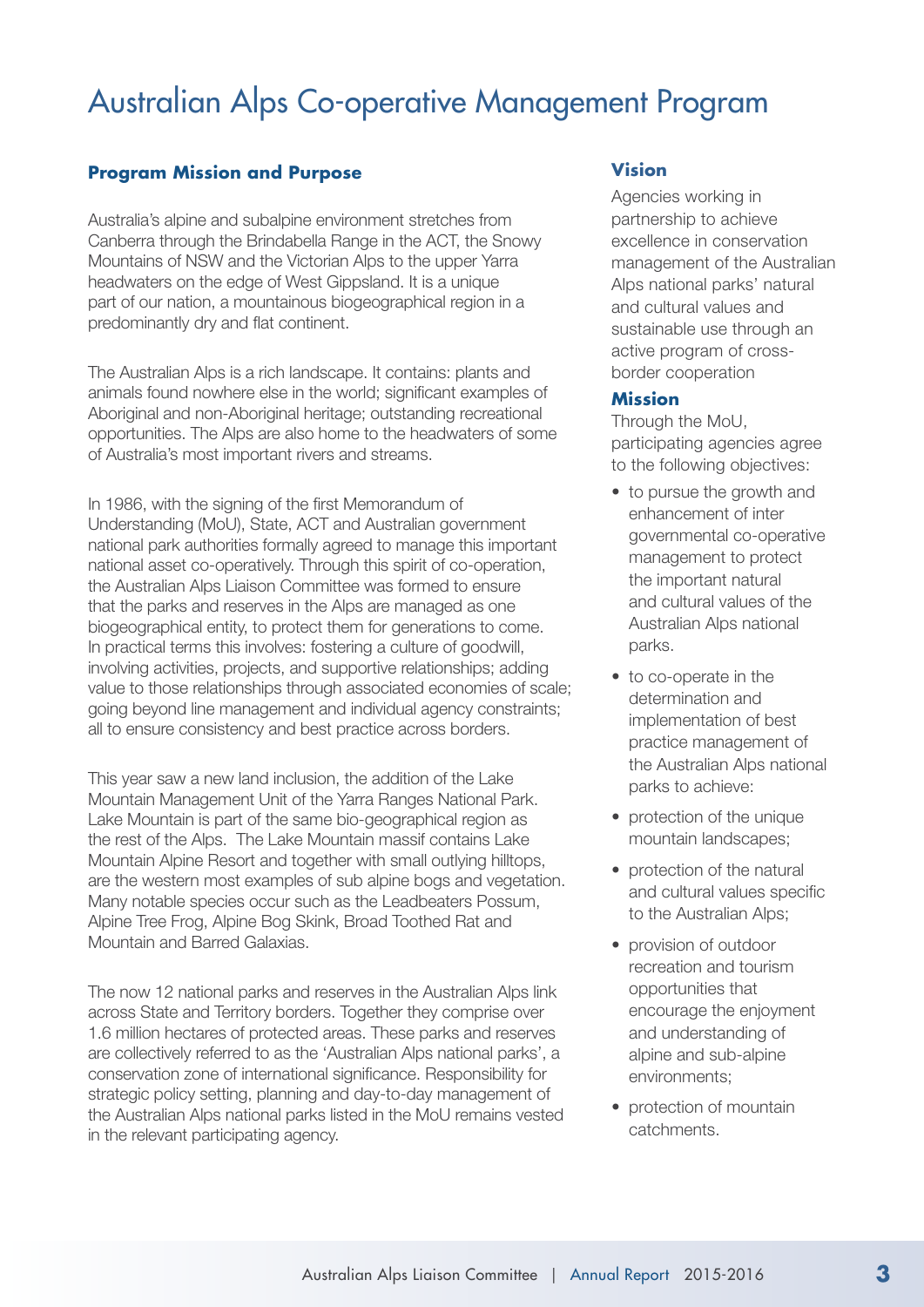# Australian Alps Co-operative Management Program

## Program Mission and Purpose

Australia's alpine and subalpine environment stretches from Canberra through the Brindabella Range in the ACT, the Snowy Mountains of NSW and the Victorian Alps to the upper Yarra headwaters on the edge of West Gippsland. It is a unique part of our nation, a mountainous biogeographical region in a predominantly dry and flat continent.

The Australian Alps is a rich landscape. It contains: plants and animals found nowhere else in the world; significant examples of Aboriginal and non-Aboriginal heritage; outstanding recreational opportunities. The Alps are also home to the headwaters of some of Australia's most important rivers and streams.

In 1986, with the signing of the first Memorandum of Understanding (MoU), State, ACT and Australian government national park authorities formally agreed to manage this important national asset co-operatively. Through this spirit of co-operation, the Australian Alps Liaison Committee was formed to ensure that the parks and reserves in the Alps are managed as one biogeographical entity, to protect them for generations to come. In practical terms this involves: fostering a culture of goodwill, involving activities, projects, and supportive relationships; adding value to those relationships through associated economies of scale; going beyond line management and individual agency constraints; all to ensure consistency and best practice across borders.

This year saw a new land inclusion, the addition of the Lake Mountain Management Unit of the Yarra Ranges National Park. Lake Mountain is part of the same bio-geographical region as the rest of the Alps. The Lake Mountain massif contains Lake Mountain Alpine Resort and together with small outlying hilltops, are the western most examples of sub alpine bogs and vegetation. Many notable species occur such as the Leadbeaters Possum, Alpine Tree Frog, Alpine Bog Skink, Broad Toothed Rat and Mountain and Barred Galaxias.

The now 12 national parks and reserves in the Australian Alps link across State and Territory borders. Together they comprise over 1.6 million hectares of protected areas. These parks and reserves are collectively referred to as the 'Australian Alps national parks', a conservation zone of international significance. Responsibility for strategic policy setting, planning and day-to-day management of the Australian Alps national parks listed in the MoU remains vested in the relevant participating agency.

### Vision

Agencies working in partnership to achieve excellence in conservation management of the Australian Alps national parks' natural and cultural values and sustainable use through an active program of cross-border cooperation

### Mission

Through the MoU, participating agencies agree to the following objectives:

- to pursue the growth and enhancement of inter governmental co-operative management to protect the important natural and cultural values of the Australian Alps national parks.
- to co-operate in the determination and implementation of best practice management of the Australian Alps national parks to achieve:
- protection of the unique mountain landscapes;
- protection of the natural and cultural values specific to the Australian Alps;
- provision of outdoor recreation and tourism opportunities that encourage the enjoyment and understanding of alpine and sub-alpine environments;
- protection of mountain catchments.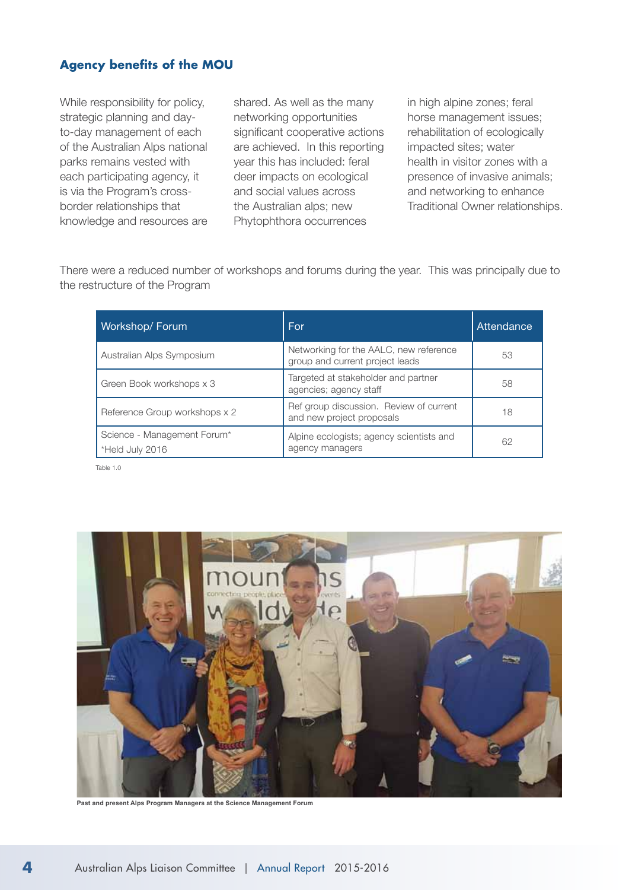### Agency benefits of the MOU

While responsibility for policy, strategic planning and day-to-day management of each of the Australian Alps national parks remains vested with each participating agency, it is via the Program's cross-border relationships that knowledge and resources are shared. As well as the many networking opportunities significant cooperative actions are achieved. In this reporting year this has included: feral deer impacts on ecological and social values across the Australian alps; new Phytophthora occurrences in high alpine zones; feral horse management issues; rehabilitation of ecologically impacted sites; water health in visitor zones with a presence of invasive animals; and networking to enhance Traditional Owner relationships.

There were a reduced number of workshops and forums during the year. This was principally due to the restructure of the Program

| Workshop/ Forum | For | Attendance |
| --- | --- | --- |
| Australian Alps Symposium | Networking for the AALC, new reference group and current project leads | 53 |
| Green Book workshops x 3 | Targeted at stakeholder and partner agencies; agency staff | 58 |
| Reference Group workshops x 2 | Ref group discussion. Review of current and new project proposals | 18 |
| Science - Management Forum* *Held July 2016 | Alpine ecologists; agency scientists and agency managers | 62 |

Table 1.0

Past and present Alps Program Managers at the Science Management Forum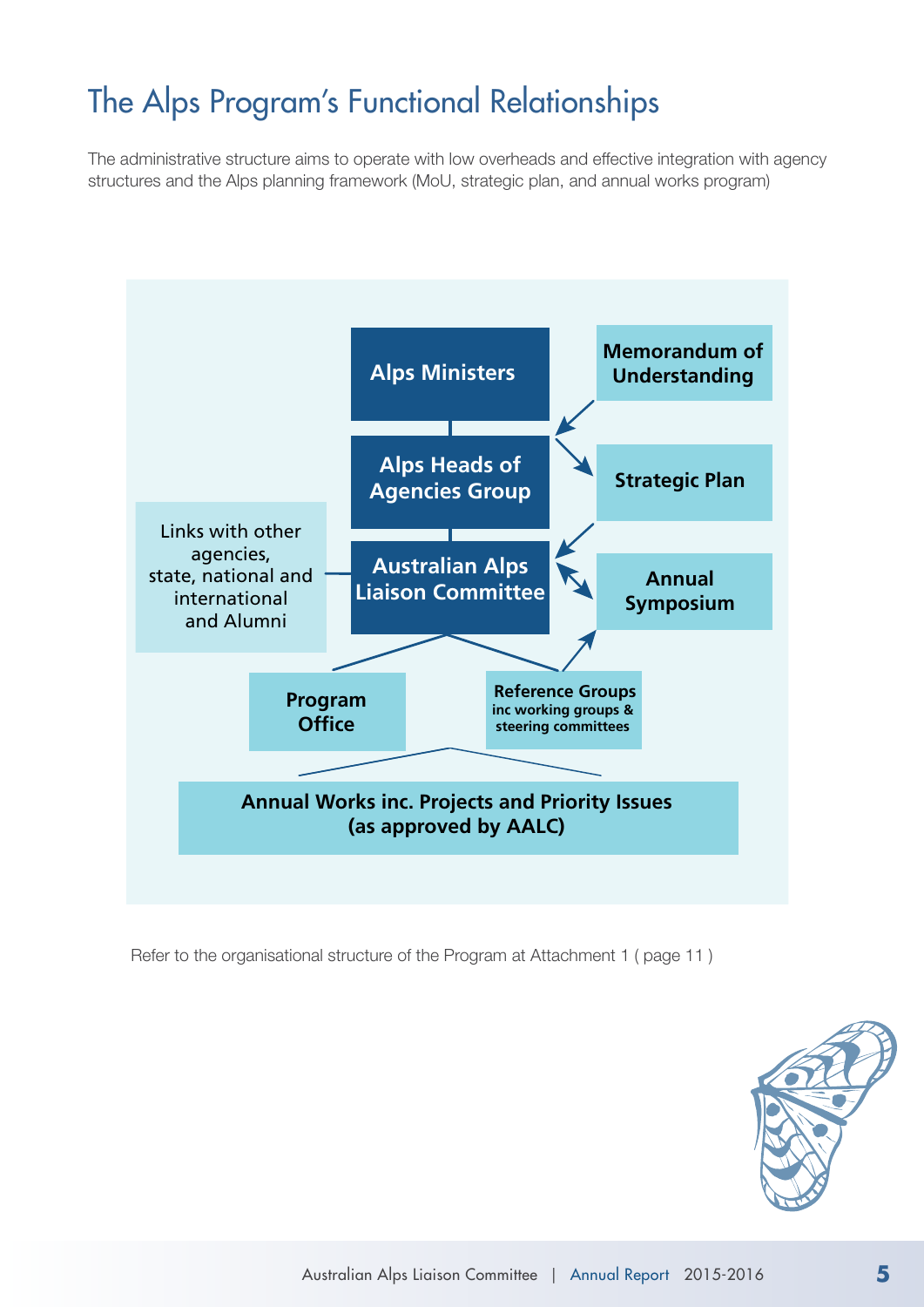# The Alps Program's Functional Relationships

The administrative structure aims to operate with low overheads and effective integration with agency structures and the Alps planning framework (MoU, strategic plan, and annual works program)

Alps Ministers

Memorandum of Understanding

Alps Heads of Agencies Group

Strategic Plan

Links with other agencies, state, national and international and Alumni

Australian Alps Liaison Committee

Annual Symposium

Program Office

Reference Groups inc working groups & steering committees

Annual Works inc. Projects and Priority Issues (as approved by AALC)

Refer to the organisational structure of the Program at Attachment 1 ( page 11 )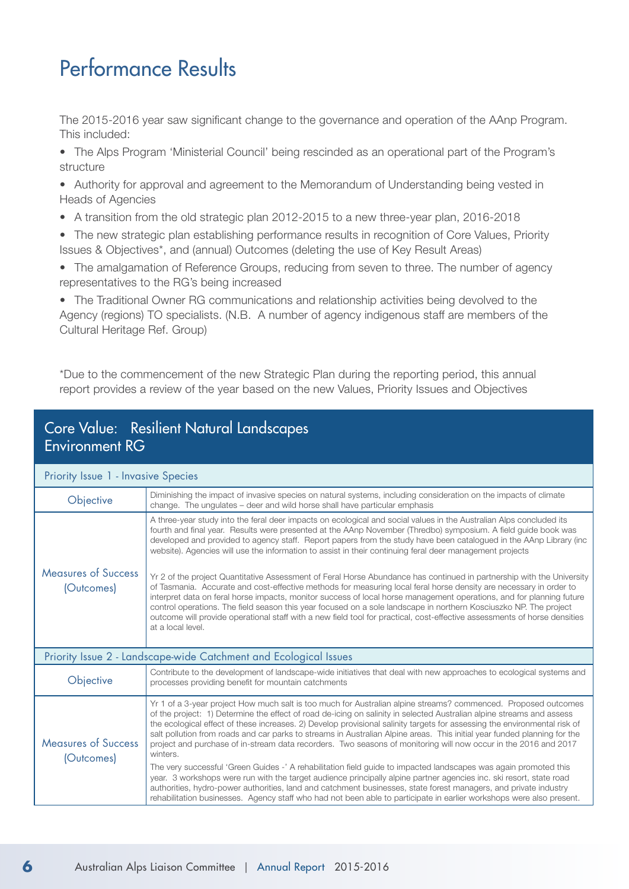# Performance Results

The 2015-2016 year saw significant change to the governance and operation of the AAnp Program. This included:

- The Alps Program 'Ministerial Council' being rescinded as an operational part of the Program's structure
- Authority for approval and agreement to the Memorandum of Understanding being vested in Heads of Agencies
- A transition from the old strategic plan 2012-2015 to a new three-year plan, 2016-2018
- The new strategic plan establishing performance results in recognition of Core Values, Priority Issues & Objectives*, and (annual) Outcomes (deleting the use of Key Result Areas)
- The amalgamation of Reference Groups, reducing from seven to three. The number of agency representatives to the RG's being increased
- The Traditional Owner RG communications and relationship activities being devolved to the Agency (regions) TO specialists. (N.B. A number of agency indigenous staff are members of the Cultural Heritage Ref. Group)

*Due to the commencement of the new Strategic Plan during the reporting period, this annual report provides a review of the year based on the new Values, Priority Issues and Objectives

## Core Value: Resilient Natural Landscapes
## Environment RG

| | |
|---|---|
| **Priority Issue 1 - Invasive Species** | |
| Objective | Diminishing the impact of invasive species on natural systems, including consideration on the impacts of climate change. The ungulates – deer and wild horse shall have particular emphasis |
| Measures of Success (Outcomes) | A three-year study into the feral deer impacts on ecological and social values in the Australian Alps concluded its fourth and final year. Results were presented at the AAnp November (Thredbo) symposium. A field guide book was developed and provided to agency staff. Report papers from the study have been catalogued in the AAnp Library (inc website). Agencies will use the information to assist in their continuing feral deer management projects<br><br>Yr 2 of the project Quantitative Assessment of Feral Horse Abundance has continued in partnership with the University of Tasmania. Accurate and cost-effective methods for measuring local feral horse density are necessary in order to interpret data on feral horse impacts, monitor success of local horse management operations, and for planning future control operations. The field season this year focused on a sole landscape in northern Kosciuszko NP. The project outcome will provide operational staff with a new field tool for practical, cost-effective assessments of horse densities at a local level. |
| **Priority Issue 2 - Landscape-wide Catchment and Ecological Issues** | |
| Objective | Contribute to the development of landscape-wide initiatives that deal with new approaches to ecological systems and processes providing benefit for mountain catchments |
| Measures of Success (Outcomes) | Yr 1 of a 3-year project How much salt is too much for Australian alpine streams? commenced. Proposed outcomes of the project: 1) Determine the effect of road de-icing on salinity in selected Australian alpine streams and assess the ecological effect of these increases. 2) Develop provisional salinity targets for assessing the environmental risk of salt pollution from roads and car parks to streams in Australian Alpine areas. This initial year funded planning for the project and purchase of in-stream data recorders. Two seasons of monitoring will now occur in the 2016 and 2017 winters.<br><br>The very successful 'Green Guides -' A rehabilitation field guide to impacted landscapes was again promoted this year. 3 workshops were run with the target audience principally alpine partner agencies inc. ski resort, state road authorities, hydro-power authorities, land and catchment businesses, state forest managers, and private industry rehabilitation businesses. Agency staff who had not been able to participate in earlier workshops were also present. |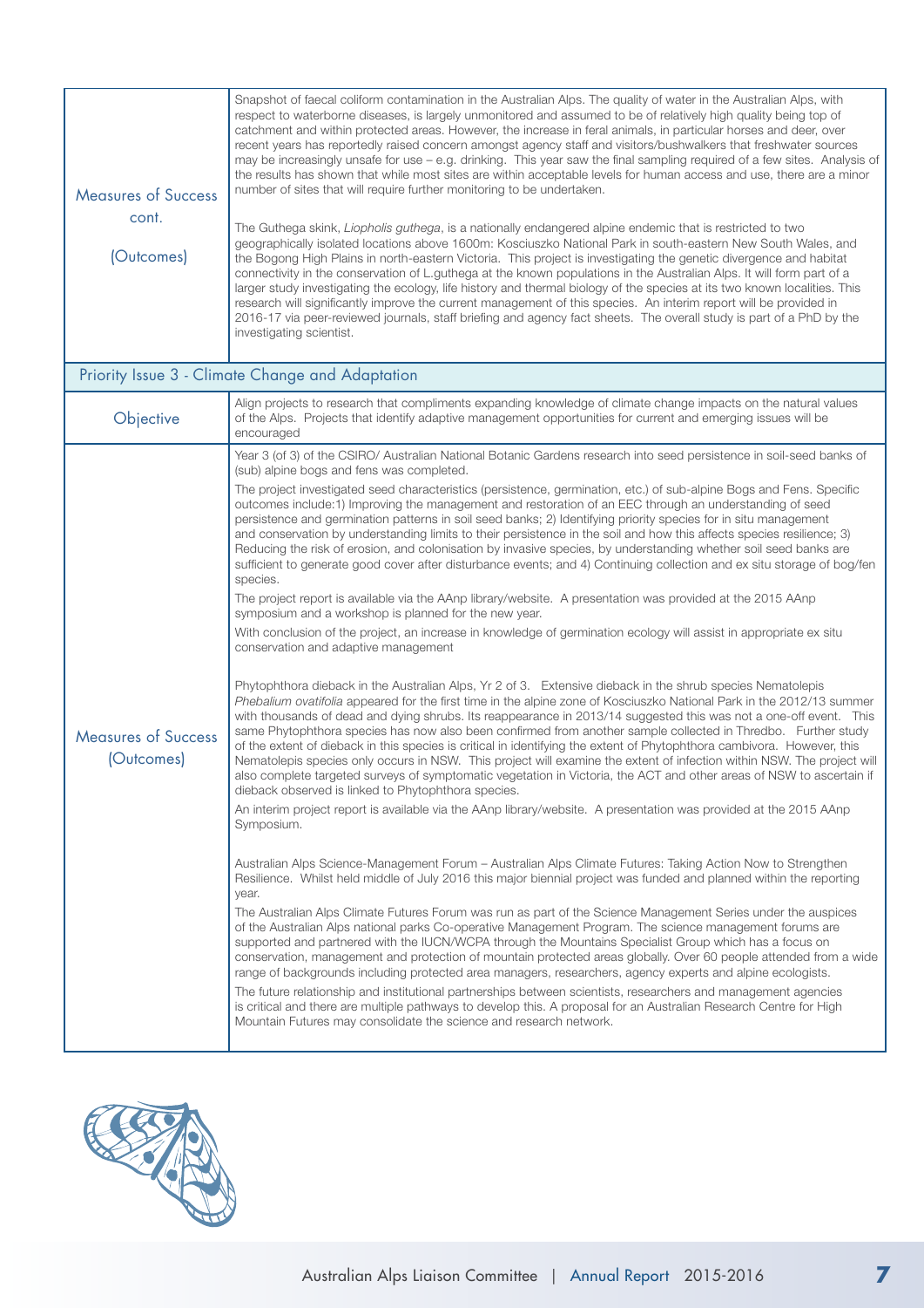| | |
|---|---|
| Measures of Success cont. (Outcomes) | Snapshot of faecal coliform contamination in the Australian Alps. The quality of water in the Australian Alps, with respect to waterborne diseases, is largely unmonitored and assumed to be of relatively high quality being top of catchment and within protected areas. However, the increase in feral animals, in particular horses and deer, over recent years has reportedly raised concern amongst agency staff and visitors/bushwalkers that freshwater sources may be increasingly unsafe for use – e.g. drinking. This year saw the final sampling required of a few sites. Analysis of the results has shown that while most sites are within acceptable levels for human access and use, there are a minor number of sites that will require further monitoring to be undertaken.<br><br>The Guthega skink, *Liopholis guthega*, is a nationally endangered alpine endemic that is restricted to two geographically isolated locations above 1600m: Kosciuszko National Park in south-eastern New South Wales, and the Bogong High Plains in north-eastern Victoria. This project is investigating the genetic divergence and habitat connectivity in the conservation of L.guthega at the known populations in the Australian Alps. It will form part of a larger study investigating the ecology, life history and thermal biology of the species at its two known localities. This research will significantly improve the current management of this species. An interim report will be provided in 2016-17 via peer-reviewed journals, staff briefing and agency fact sheets. The overall study is part of a PhD by the investigating scientist. |
| **Priority Issue 3 - Climate Change and Adaptation** | |
| Objective | Align projects to research that compliments expanding knowledge of climate change impacts on the natural values of the Alps. Projects that identify adaptive management opportunities for current and emerging issues will be encouraged |
| Measures of Success (Outcomes) | Year 3 (of 3) of the CSIRO/ Australian National Botanic Gardens research into seed persistence in soil-seed banks of (sub) alpine bogs and fens was completed.<br><br>The project investigated seed characteristics (persistence, germination, etc.) of sub-alpine Bogs and Fens. Specific outcomes include:1) Improving the management and restoration of an EEC through an understanding of seed persistence and germination patterns in soil seed banks; 2) Identifying priority species for in situ management and conservation by understanding limits to their persistence in the soil and how this affects species resilience; 3) Reducing the risk of erosion, and colonisation by invasive species, by understanding whether soil seed banks are sufficient to generate good cover after disturbance events; and 4) Continuing collection and ex situ storage of bog/fen species.<br><br>The project report is available via the AAnp library/website. A presentation was provided at the 2015 AAnp symposium and a workshop is planned for the new year.<br><br>With conclusion of the project, an increase in knowledge of germination ecology will assist in appropriate ex situ conservation and adaptive management<br><br>Phytophthora dieback in the Australian Alps, Yr 2 of 3. Extensive dieback in the shrub species Nematolepis *Phebalium ovatifolia* appeared for the first time in the alpine zone of Kosciuszko National Park in the 2012/13 summer with thousands of dead and dying shrubs. Its reappearance in 2013/14 suggested this was not a one-off event. This same Phytophthora species has now also been confirmed from another sample collected in Thredbo. Further study of the extent of dieback in this species is critical in identifying the extent of Phytophthora cambivora. However, this Nematolepis species only occurs in NSW. This project will examine the extent of infection within NSW. The project will also complete targeted surveys of symptomatic vegetation in Victoria, the ACT and other areas of NSW to ascertain if dieback observed is linked to Phytophthora species.<br><br>An interim project report is available via the AAnp library/website. A presentation was provided at the 2015 AAnp Symposium.<br><br>Australian Alps Science-Management Forum – Australian Alps Climate Futures: Taking Action Now to Strengthen Resilience. Whilst held middle of July 2016 this major biennial project was funded and planned within the reporting year.<br><br>The Australian Alps Climate Futures Forum was run as part of the Science Management Series under the auspices of the Australian Alps national parks Co-operative Management Program. The science management forums are supported and partnered with the IUCN/WCPA through the Mountains Specialist Group which has a focus on conservation, management and protection of mountain protected areas globally. Over 60 people attended from a wide range of backgrounds including protected area managers, researchers, agency experts and alpine ecologists.<br><br>The future relationship and institutional partnerships between scientists, researchers and management agencies is critical and there are multiple pathways to develop this. A proposal for an Australian Research Centre for High Mountain Futures may consolidate the science and research network. |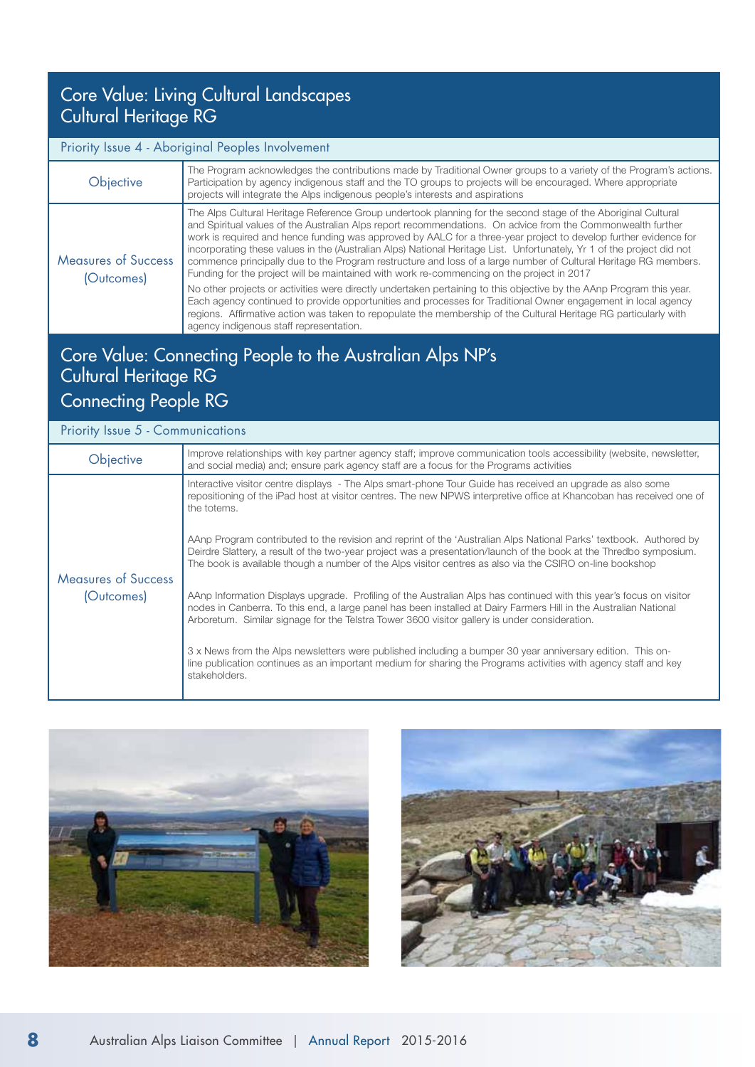## Core Value: Living Cultural Landscapes
## Cultural Heritage RG

### Priority Issue 4 - Aboriginal Peoples Involvement

| | |
|---|---|
| Objective | The Program acknowledges the contributions made by Traditional Owner groups to a variety of the Program's actions. Participation by agency indigenous staff and the TO groups to projects will be encouraged. Where appropriate projects will integrate the Alps indigenous people's interests and aspirations |
| Measures of Success (Outcomes) | The Alps Cultural Heritage Reference Group undertook planning for the second stage of the Aboriginal Cultural and Spiritual values of the Australian Alps report recommendations. On advice from the Commonwealth further work is required and hence funding was approved by AALC for a three-year project to develop further evidence for incorporating these values in the (Australian Alps) National Heritage List. Unfortunately, Yr 1 of the project did not commence principally due to the Program restructure and loss of a large number of Cultural Heritage RG members. Funding for the project will be maintained with work re-commencing on the project in 2017<br><br>No other projects or activities were directly undertaken pertaining to this objective by the AAnp Program this year. Each agency continued to provide opportunities and processes for Traditional Owner engagement in local agency regions. Affirmative action was taken to repopulate the membership of the Cultural Heritage RG particularly with agency indigenous staff representation. |

## Core Value: Connecting People to the Australian Alps NP's
## Cultural Heritage RG
## Connecting People RG

### Priority Issue 5 - Communications

| | |
|---|---|
| Objective | Improve relationships with key partner agency staff; improve communication tools accessibility (website, newsletter, and social media) and; ensure park agency staff are a focus for the Programs activities |
| Measures of Success (Outcomes) | Interactive visitor centre displays - The Alps smart-phone Tour Guide has received an upgrade as also some repositioning of the iPad host at visitor centres. The new NPWS interpretive office at Khancoban has received one of the totems.<br><br>AAnp Program contributed to the revision and reprint of the 'Australian Alps National Parks' textbook. Authored by Deirdre Slattery, a result of the two-year project was a presentation/launch of the book at the Thredbo symposium. The book is available though a number of the Alps visitor centres as also via the CSIRO on-line bookshop<br><br>AAnp Information Displays upgrade. Profiling of the Australian Alps has continued with this year's focus on visitor nodes in Canberra. To this end, a large panel has been installed at Dairy Farmers Hill in the Australian National Arboretum. Similar signage for the Telstra Tower 3600 visitor gallery is under consideration.<br><br>3 x News from the Alps newsletters were published including a bumper 30 year anniversary edition. This on-line publication continues as an important medium for sharing the Programs activities with agency staff and key stakeholders. |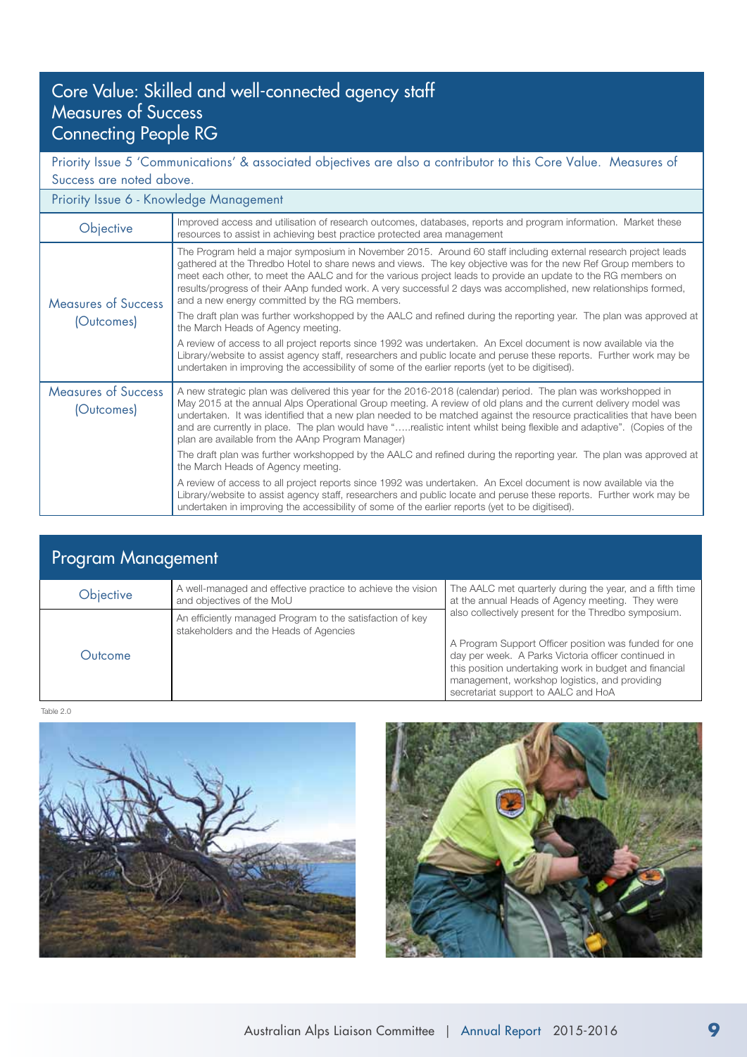## Core Value: Skilled and well-connected agency staff
## Measures of Success
## Connecting People RG

Priority Issue 5 'Communications' & associated objectives are also a contributor to this Core Value. Measures of Success are noted above.

Priority Issue 6 - Knowledge Management

| | |
|---|---|
| Objective | Improved access and utilisation of research outcomes, databases, reports and program information. Market these resources to assist in achieving best practice protected area management |
| Measures of Success (Outcomes) | The Program held a major symposium in November 2015. Around 60 staff including external research project leads gathered at the Thredbo Hotel to share news and views. The key objective was for the new Ref Group members to meet each other, to meet the AALC and for the various project leads to provide an update to the RG members on results/progress of their AAnp funded work. A very successful 2 days was accomplished, new relationships formed, and a new energy committed by the RG members.<br><br>The draft plan was further workshopped by the AALC and refined during the reporting year. The plan was approved at the March Heads of Agency meeting.<br><br>A review of access to all project reports since 1992 was undertaken. An Excel document is now available via the Library/website to assist agency staff, researchers and public locate and peruse these reports. Further work may be undertaken in improving the accessibility of some of the earlier reports (yet to be digitised). |
| Measures of Success (Outcomes) | A new strategic plan was delivered this year for the 2016-2018 (calendar) period. The plan was workshopped in May 2015 at the annual Alps Operational Group meeting. A review of old plans and the current delivery model was undertaken. It was identified that a new plan needed to be matched against the resource practicalities that have been and are currently in place. The plan would have ".....realistic intent whilst being flexible and adaptive". (Copies of the plan are available from the AAnp Program Manager)<br><br>The draft plan was further workshopped by the AALC and refined during the reporting year. The plan was approved at the March Heads of Agency meeting.<br><br>A review of access to all project reports since 1992 was undertaken. An Excel document is now available via the Library/website to assist agency staff, researchers and public locate and peruse these reports. Further work may be undertaken in improving the accessibility of some of the earlier reports (yet to be digitised). |

## Program Management

| | | |
|---|---|---|
| Objective | A well-managed and effective practice to achieve the vision and objectives of the MoU | The AALC met quarterly during the year, and a fifth time at the annual Heads of Agency meeting. They were also collectively present for the Thredbo symposium.<br><br>A Program Support Officer position was funded for one day per week. A Parks Victoria officer continued in this position undertaking work in budget and financial management, workshop logistics, and providing secretariat support to AALC and HoA |
| Outcome | An efficiently managed Program to the satisfaction of key stakeholders and the Heads of Agencies | |

Table 2.0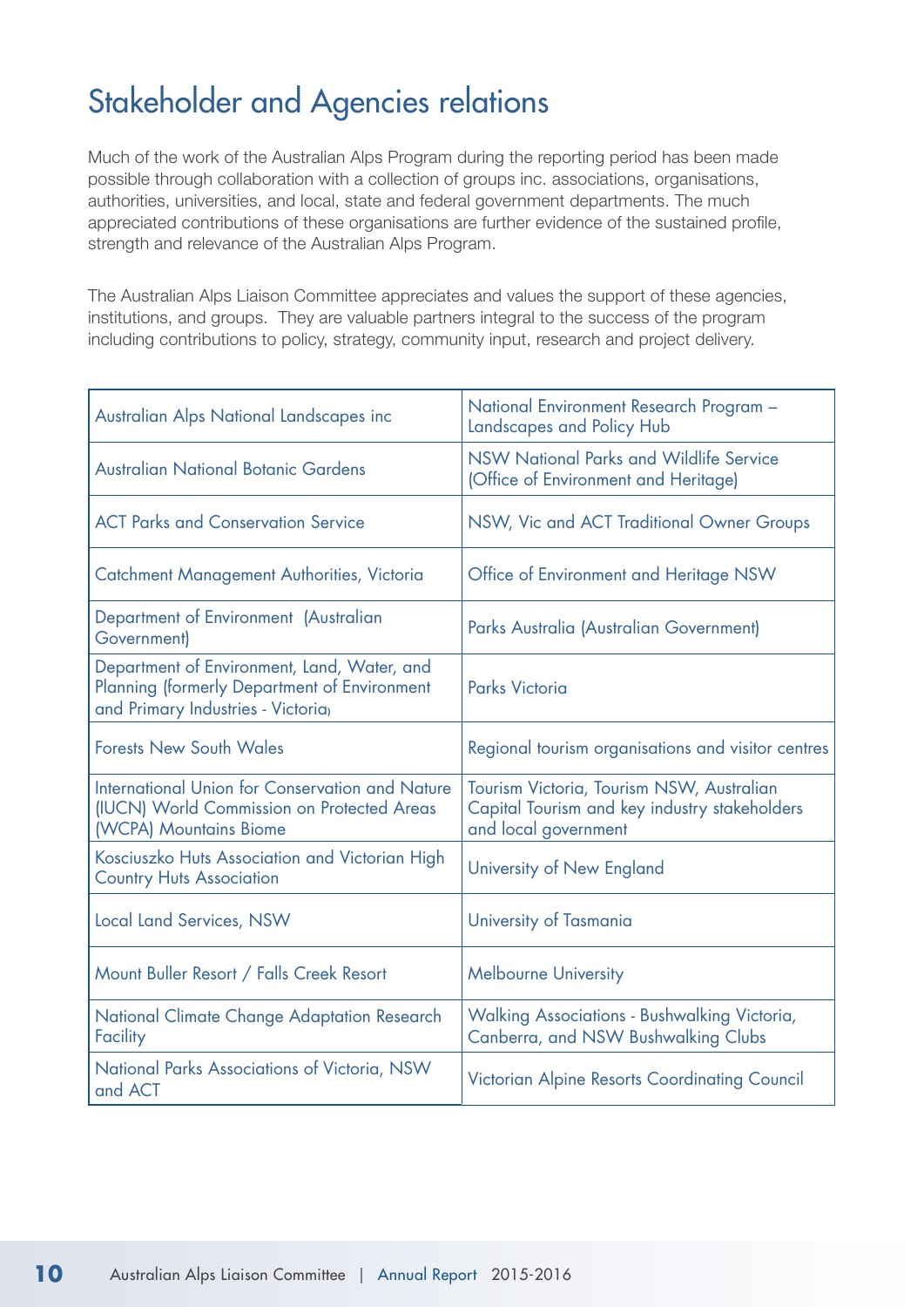# Stakeholder and Agencies relations

Much of the work of the Australian Alps Program during the reporting period has been made possible through collaboration with a collection of groups inc. associations, organisations, authorities, universities, and local, state and federal government departments. The much appreciated contributions of these organisations are further evidence of the sustained profile, strength and relevance of the Australian Alps Program.

The Australian Alps Liaison Committee appreciates and values the support of these agencies, institutions, and groups. They are valuable partners integral to the success of the program including contributions to policy, strategy, community input, research and project delivery.

| | |
|---|---|
| Australian Alps National Landscapes inc | National Environment Research Program – Landscapes and Policy Hub |
| Australian National Botanic Gardens | NSW National Parks and Wildlife Service (Office of Environment and Heritage) |
| ACT Parks and Conservation Service | NSW, Vic and ACT Traditional Owner Groups |
| Catchment Management Authorities, Victoria | Office of Environment and Heritage NSW |
| Department of Environment (Australian Government) | Parks Australia (Australian Government) |
| Department of Environment, Land, Water, and Planning (formerly Department of Environment and Primary Industries - Victoria) | Parks Victoria |
| Forests New South Wales | Regional tourism organisations and visitor centres |
| International Union for Conservation and Nature (IUCN) World Commission on Protected Areas (WCPA) Mountains Biome | Tourism Victoria, Tourism NSW, Australian Capital Tourism and key industry stakeholders and local government |
| Kosciuszko Huts Association and Victorian High Country Huts Association | University of New England |
| Local Land Services, NSW | University of Tasmania |
| Mount Buller Resort / Falls Creek Resort | Melbourne University |
| National Climate Change Adaptation Research Facility | Walking Associations - Bushwalking Victoria, Canberra, and NSW Bushwalking Clubs |
| National Parks Associations of Victoria, NSW and ACT | Victorian Alpine Resorts Coordinating Council |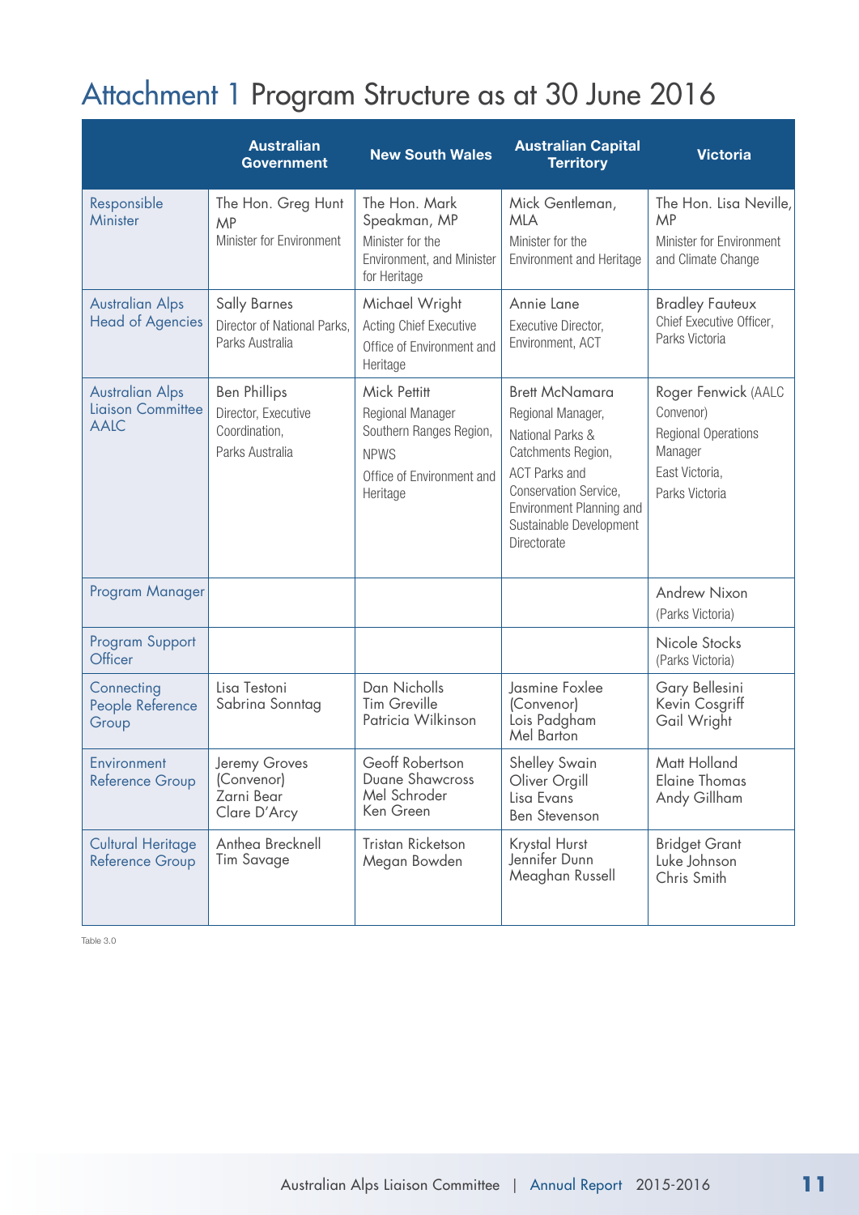# Attachment 1 Program Structure as at 30 June 2016

| | Australian Government | New South Wales | Australian Capital Territory | Victoria |
|---|---|---|---|---|
| Responsible Minister | The Hon. Greg Hunt MP<br>Minister for Environment | The Hon. Mark Speakman, MP<br>Minister for the Environment, and Minister for Heritage | Mick Gentleman, MLA<br>Minister for the Environment and Heritage | The Hon. Lisa Neville, MP<br>Minister for Environment and Climate Change |
| Australian Alps Head of Agencies | Sally Barnes<br>Director of National Parks, Parks Australia | Michael Wright<br>Acting Chief Executive<br>Office of Environment and Heritage | Annie Lane<br>Executive Director, Environment, ACT | Bradley Fauteux<br>Chief Executive Officer, Parks Victoria |
| Australian Alps Liaison Committee AALC | Ben Phillips<br>Director, Executive Coordination,<br>Parks Australia | Mick Pettitt<br>Regional Manager<br>Southern Ranges Region,<br>NPWS<br>Office of Environment and Heritage | Brett McNamara<br>Regional Manager,<br>National Parks & Catchments Region,<br>ACT Parks and Conservation Service, Environment Planning and Sustainable Development Directorate | Roger Fenwick (AALC Convenor)<br>Regional Operations Manager<br>East Victoria,<br>Parks Victoria |
| Program Manager | | | | Andrew Nixon<br>(Parks Victoria) |
| Program Support Officer | | | | Nicole Stocks<br>(Parks Victoria) |
| Connecting People Reference Group | Lisa Testoni<br>Sabrina Sonntag | Dan Nicholls<br>Tim Greville<br>Patricia Wilkinson | Jasmine Foxlee (Convenor)<br>Lois Padgham<br>Mel Barton | Gary Bellesini<br>Kevin Cosgriff<br>Gail Wright |
| Environment Reference Group | Jeremy Groves (Convenor)<br>Zarni Bear<br>Clare D'Arcy | Geoff Robertson<br>Duane Shawcross<br>Mel Schroder<br>Ken Green | Shelley Swain<br>Oliver Orgill<br>Lisa Evans<br>Ben Stevenson | Matt Holland<br>Elaine Thomas<br>Andy Gillham |
| Cultural Heritage Reference Group | Anthea Brecknell<br>Tim Savage | Tristan Ricketson<br>Megan Bowden | Krystal Hurst<br>Jennifer Dunn<br>Meaghan Russell | Bridget Grant<br>Luke Johnson<br>Chris Smith |

Table 3.0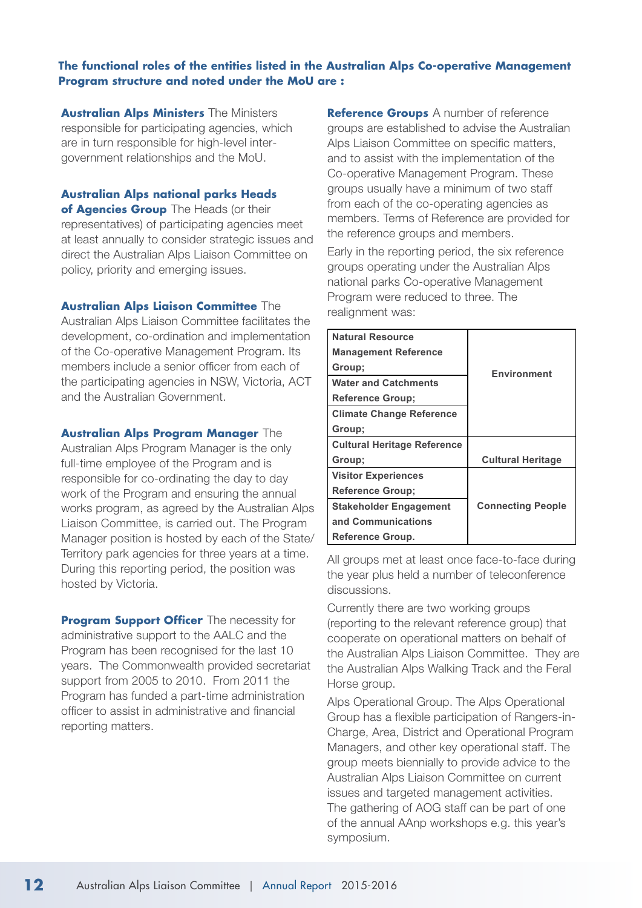**The functional roles of the entities listed in the Australian Alps Co-operative Management Program structure and noted under the MoU are :**

**Australian Alps Ministers** The Ministers responsible for participating agencies, which are in turn responsible for high-level inter-government relationships and the MoU.

**Australian Alps national parks Heads of Agencies Group** The Heads (or their representatives) of participating agencies meet at least annually to consider strategic issues and direct the Australian Alps Liaison Committee on policy, priority and emerging issues.

**Australian Alps Liaison Committee** The Australian Alps Liaison Committee facilitates the development, co-ordination and implementation of the Co-operative Management Program. Its members include a senior officer from each of the participating agencies in NSW, Victoria, ACT and the Australian Government.

**Australian Alps Program Manager** The Australian Alps Program Manager is the only full-time employee of the Program and is responsible for co-ordinating the day to day work of the Program and ensuring the annual works program, as agreed by the Australian Alps Liaison Committee, is carried out. The Program Manager position is hosted by each of the State/Territory park agencies for three years at a time. During this reporting period, the position was hosted by Victoria.

**Program Support Officer** The necessity for administrative support to the AALC and the Program has been recognised for the last 10 years. The Commonwealth provided secretariat support from 2005 to 2010. From 2011 the Program has funded a part-time administration officer to assist in administrative and financial reporting matters.

**Reference Groups** A number of reference groups are established to advise the Australian Alps Liaison Committee on specific matters, and to assist with the implementation of the Co-operative Management Program. These groups usually have a minimum of two staff from each of the co-operating agencies as members. Terms of Reference are provided for the reference groups and members.

Early in the reporting period, the six reference groups operating under the Australian Alps national parks Co-operative Management Program were reduced to three. The realignment was:

| | |
|---|---|
| **Natural Resource Management Reference Group;** | **Environment** |
| **Water and Catchments Reference Group;** | |
| **Climate Change Reference Group;** | |
| **Cultural Heritage Reference Group;** | **Cultural Heritage** |
| **Visitor Experiences Reference Group;** | **Connecting People** |
| **Stakeholder Engagement and Communications Reference Group.** | |

All groups met at least once face-to-face during the year plus held a number of teleconference discussions.

Currently there are two working groups (reporting to the relevant reference group) that cooperate on operational matters on behalf of the Australian Alps Liaison Committee. They are the Australian Alps Walking Track and the Feral Horse group.

Alps Operational Group. The Alps Operational Group has a flexible participation of Rangers-in-Charge, Area, District and Operational Program Managers, and other key operational staff. The group meets biennially to provide advice to the Australian Alps Liaison Committee on current issues and targeted management activities. The gathering of AOG staff can be part of one of the annual AAnp workshops e.g. this year's symposium.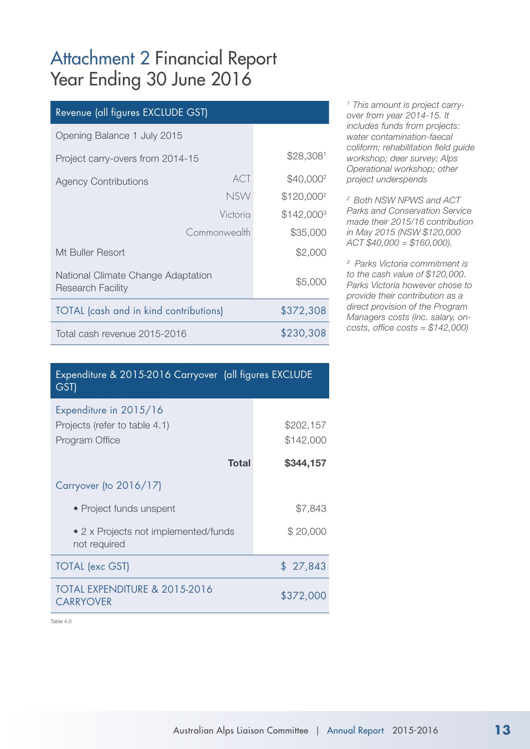# Attachment 2 Financial Report Year Ending 30 June 2016

| Revenue (all figures EXCLUDE GST) | | |
|---|---|---|
| Opening Balance 1 July 2015 | | |
| Project carry-overs from 2014-15 | | $28,308[1] |
| Agency Contributions | ACT | $40,000[2] |
| | NSW | $120,000[2] |
| | Victoria | $142,000[3] |
| | Commonwealth | $35,000 |
| Mt Buller Resort | | $2,000 |
| National Climate Change Adaptation Research Facility | | $5,000 |
| TOTAL (cash and in kind contributions) | | $372,308 |
| Total cash revenue 2015-2016 | | $230,308 |

*[1] This amount is project carry-over from year 2014-15. It includes funds from projects: water contamination-faecal coliform; rehabilitation field guide workshop; deer survey; Alps Operational workshop; other project underspends*

*[2] Both NSW NPWS and ACT Parks and Conservation Service made their 2015/16 contribution in May 2015 (NSW $120,000 ACT $40,000 = $160,000).*

*[3] Parks Victoria commitment is to the cash value of $120,000. Parks Victoria however chose to provide their contribution as a direct provision of the Program Managers costs (inc. salary, on-costs, office costs = $142,000)*

| Expenditure & 2015-2016 Carryover (all figures EXCLUDE GST) | |
|---|---|
| Expenditure in 2015/16 | |
| Projects (refer to table 4.1) | $202,157 |
| Program Office | $142,000 |
| **Total** | **$344,157** |
| Carryover (to 2016/17) | |
| • Project funds unspent | $7,843 |
| • 2 x Projects not implemented/funds not required | $ 20,000 |
| TOTAL (exc GST) | $ 27,843 |
| TOTAL EXPENDITURE & 2015-2016 CARRYOVER | $372,000 |

Table 4.0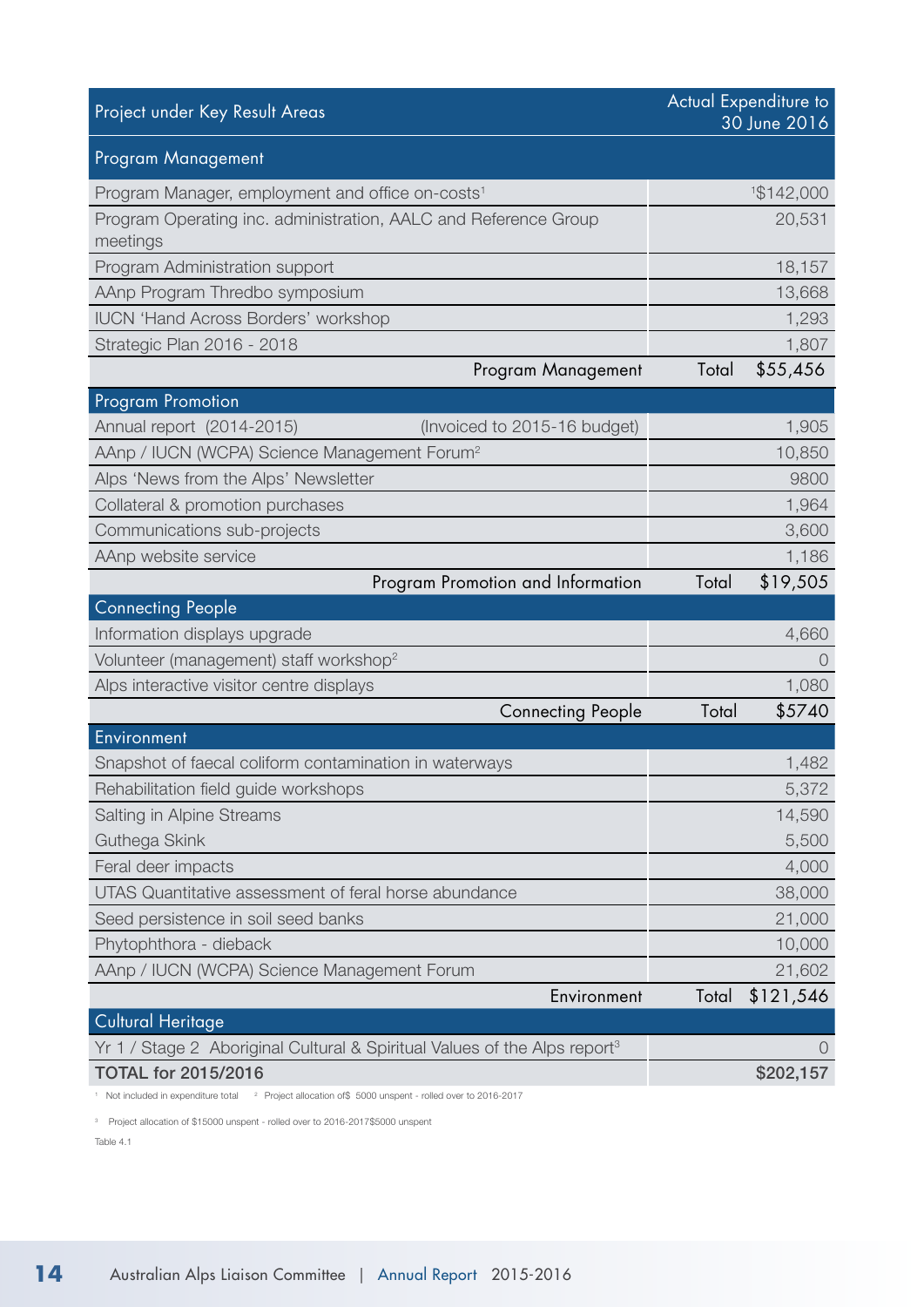| Project under Key Result Areas | | Actual Expenditure to 30 June 2016 |
|---|---|---|
| **Program Management** | | |
| Program Manager, employment and office on-costs[1] | | [1]$142,000 |
| Program Operating inc. administration, AALC and Reference Group meetings | | 20,531 |
| Program Administration support | | 18,157 |
| AAnp Program Thredbo symposium | | 13,668 |
| IUCN 'Hand Across Borders' workshop | | 1,293 |
| Strategic Plan 2016 - 2018 | | 1,807 |
| Program Management | Total | $55,456 |
| **Program Promotion** | | |
| Annual report (2014-2015) (Invoiced to 2015-16 budget) | | 1,905 |
| AAnp / IUCN (WCPA) Science Management Forum[2] | | 10,850 |
| Alps 'News from the Alps' Newsletter | | 9800 |
| Collateral & promotion purchases | | 1,964 |
| Communications sub-projects | | 3,600 |
| AAnp website service | | 1,186 |
| Program Promotion and Information | Total | $19,505 |
| **Connecting People** | | |
| Information displays upgrade | | 4,660 |
| Volunteer (management) staff workshop[2] | | 0 |
| Alps interactive visitor centre displays | | 1,080 |
| Connecting People | Total | $5740 |
| **Environment** | | |
| Snapshot of faecal coliform contamination in waterways | | 1,482 |
| Rehabilitation field guide workshops | | 5,372 |
| Salting in Alpine Streams | | 14,590 |
| Guthega Skink | | 5,500 |
| Feral deer impacts | | 4,000 |
| UTAS Quantitative assessment of feral horse abundance | | 38,000 |
| Seed persistence in soil seed banks | | 21,000 |
| Phytophthora - dieback | | 10,000 |
| AAnp / IUCN (WCPA) Science Management Forum | | 21,602 |
| Environment | Total | $121,546 |
| **Cultural Heritage** | | |
| Yr 1 / Stage 2 Aboriginal Cultural & Spiritual Values of the Alps report[3] | | 0 |
| **TOTAL for 2015/2016** | | **$202,157** |

[1] Not included in expenditure total [2] Project allocation of$ 5000 unspent - rolled over to 2016-2017

[3] Project allocation of $15000 unspent - rolled over to 2016-2017$5000 unspent

Table 4.1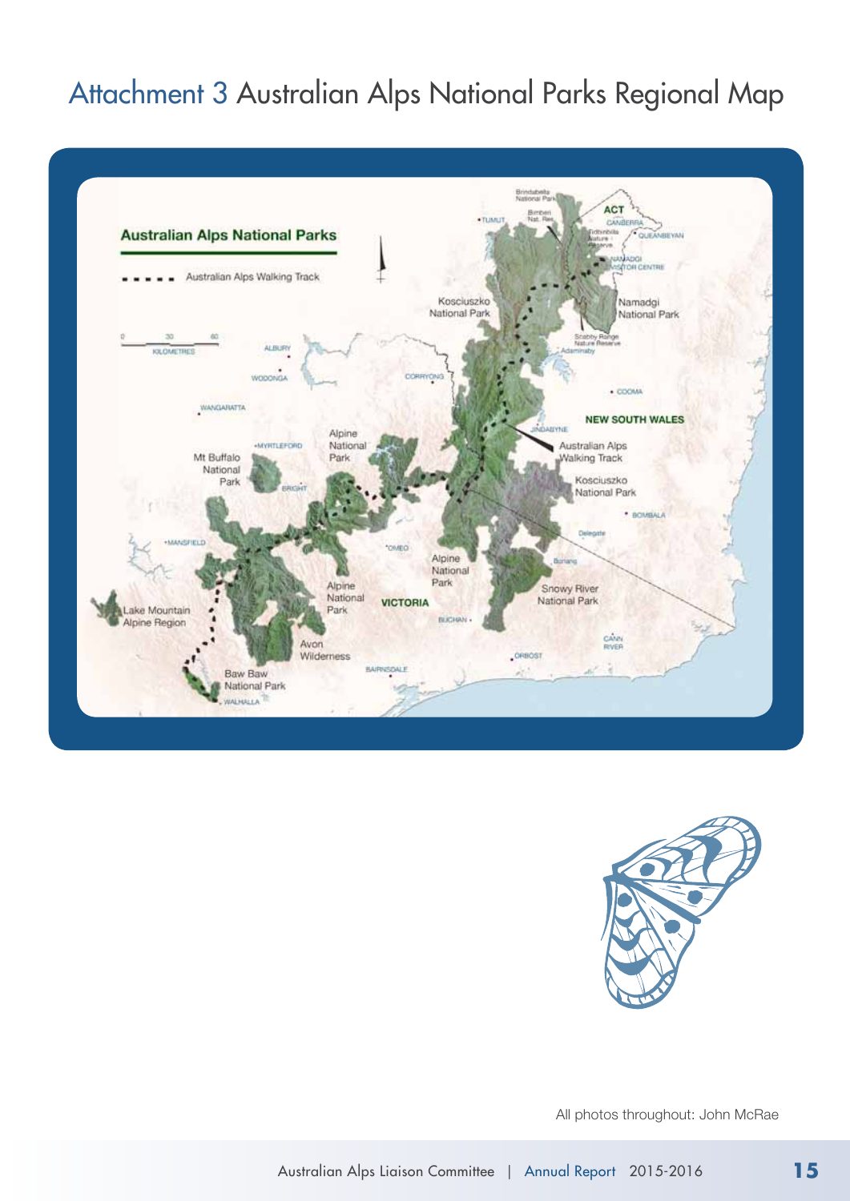# Attachment 3 Australian Alps National Parks Regional Map

Australian Alps National Parks

Australian Alps Walking Track

0 30 60
KILOMETRES

Brindabella National Park
Bimberi Nat. Res.
ACT
CANBERRA
QUEANBEYAN
TUMUT
Tidbinbilla Nature Reserve
NAMADGI VISITOR CENTRE
Kosciuszko National Park
Namadgi National Park
Scabby Range Nature Reserve
Adaminaby
ALBURY
WODONGA
CORRYONG
COOMA
WANGARATTA
NEW SOUTH WALES
JINDABYNE
MYRTLEFORD
Alpine National Park
Australian Alps Walking Track
Mt Buffalo National Park
BRIGHT
Kosciuszko National Park
BOMBALA
Delegate
MANSFIELD
OMEO
Alpine National Park
Bonang
Alpine National Park
Snowy River National Park
Lake Mountain Alpine Region
VICTORIA
BUCHAN
CANN RIVER
Avon Wilderness
ORBOST
BAIRNSDALE
Baw Baw National Park
WALHALLA

All photos throughout: John McRae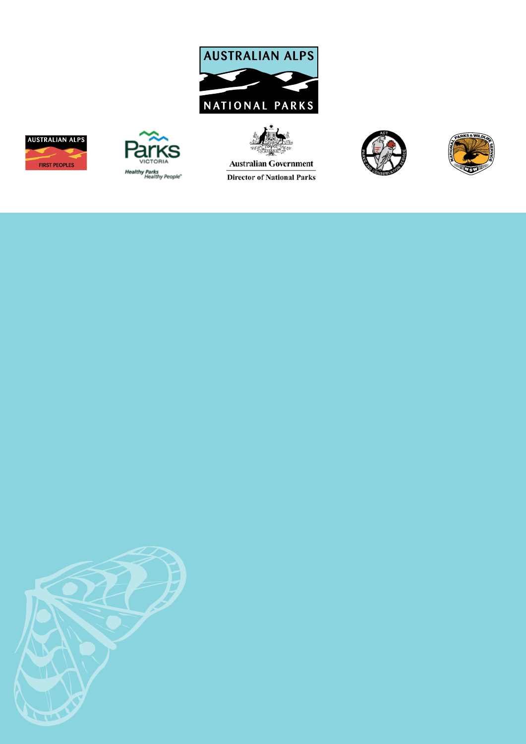AUSTRALIAN ALPS

NATIONAL PARKS

AUSTRALIAN ALPS

FIRST PEOPLES

Parks

VICTORIA

Healthy Parks Healthy People

Australian Government

Director of National Parks